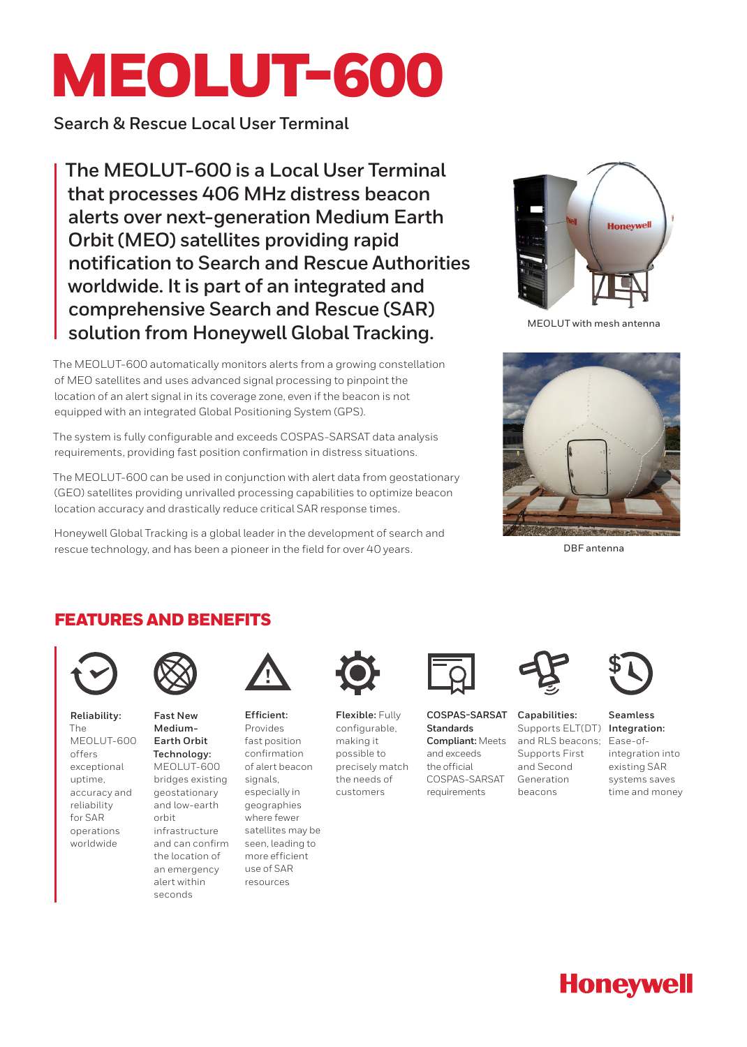# MEOLUT-600

Search & Rescue Local User Terminal

## The MEOLUT-600 is a Local User Terminal that processes 406 MHz distress beacon alerts over next-generation Medium Earth Orbit (MEO) satellites providing rapid notification to Search and Rescue Authorities worldwide. It is part of an integrated and comprehensive Search and Rescue (SAR) solution from Honeywell Global Tracking.

The MEOLUT-600 automatically monitors alerts from a growing constellation of MEO satellites and uses advanced signal processing to pinpoint the location of an alert signal in its coverage zone, even if the beacon is not equipped with an integrated Global Positioning System (GPS).

The system is fully configurable and exceeds COSPAS-SARSAT data analysis requirements, providing fast position confirmation in distress situations.

The MEOLUT-600 can be used in conjunction with alert data from geostationary (GEO) satellites providing unrivalled processing capabilities to optimize beacon location accuracy and drastically reduce critical SAR response times.

Honeywell Global Tracking is a global leader in the development of search and rescue technology, and has been a pioneer in the field for over 40 years.

MEOLUT with mesh antenna

DBF antenna

## FEATURES AND BENEFITS

**Reliability:** The MEOLUT-600 offers exceptional uptime, accuracy and reliability for SAR operations worldwide

**Fast New Medium-Earth Orbit Technology:** MEOLUT-600 bridges existing geostationary and low-earth orbit infrastructure and can confirm the location of an emergency alert within seconds

**Efficient:** Provides fast position confirmation of alert beacon signals, especially in geographies where fewer satellites may be seen, leading to more efficient use of SAR resources

**Flexible:** Fully configurable, making it possible to precisely match the needs of customers

**COSPAS-SARSAT Standards Compliant:** Meets and exceeds the official COSPAS-SARSAT requirements

**Capabilities:** Supports ELT(DT) and RLS beacons; Supports First and Second Generation beacons

**Seamless Integration:** Ease-of-integration into existing SAR systems saves time and money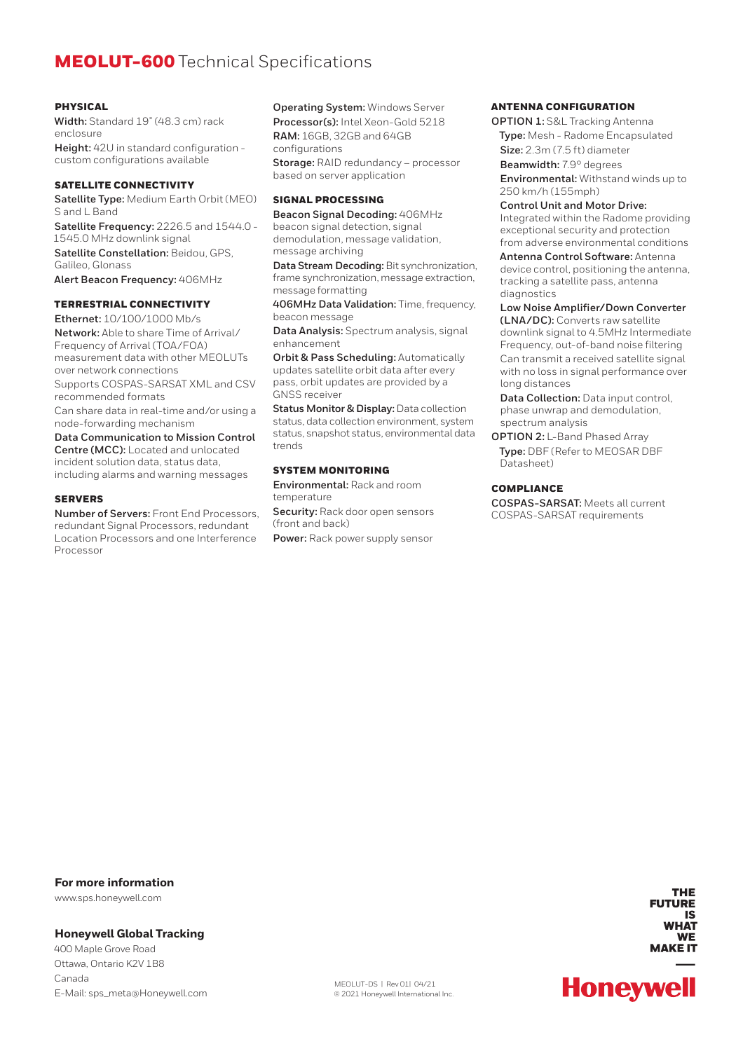# **MEOLUT-600** Technical Specifications

## PHYSICAL

**Width:** Standard 19" (48.3 cm) rack enclosure

**Height:** 42U in standard configuration - custom configurations available

## SATELLITE CONNECTIVITY

**Satellite Type:** Medium Earth Orbit (MEO) S and L Band

**Satellite Frequency:** 2226.5 and 1544.0 - 1545.0 MHz downlink signal

**Satellite Constellation:** Beidou, GPS, Galileo, Glonass

**Alert Beacon Frequency:** 406MHz

## TERRESTRIAL CONNECTIVITY

**Ethernet:** 10/100/1000 Mb/s

**Network:** Able to share Time of Arrival/ Frequency of Arrival (TOA/FOA) measurement data with other MEOLUTs over network connections

Supports COSPAS-SARSAT XML and CSV recommended formats

Can share data in real-time and/or using a node-forwarding mechanism

**Data Communication to Mission Control Centre (MCC):** Located and unlocated incident solution data, status data, including alarms and warning messages

## SERVERS

**Number of Servers:** Front End Processors, redundant Signal Processors, redundant Location Processors and one Interference Processor

**Operating System:** Windows Server

**Processor(s):** Intel Xeon-Gold 5218

**RAM:** 16GB, 32GB and 64GB configurations

**Storage:** RAID redundancy – processor based on server application

## SIGNAL PROCESSING

**Beacon Signal Decoding:** 406MHz beacon signal detection, signal demodulation, message validation, message archiving

**Data Stream Decoding:** Bit synchronization, frame synchronization, message extraction, message formatting

**406MHz Data Validation:** Time, frequency, beacon message

**Data Analysis:** Spectrum analysis, signal enhancement

**Orbit & Pass Scheduling:** Automatically updates satellite orbit data after every pass, orbit updates are provided by a GNSS receiver

**Status Monitor & Display:** Data collection status, data collection environment, system status, snapshot status, environmental data trends

## SYSTEM MONITORING

**Environmental:** Rack and room temperature

**Security:** Rack door open sensors (front and back)

**Power:** Rack power supply sensor

## ANTENNA CONFIGURATION

**OPTION 1:** S&L Tracking Antenna

- **Type:** Mesh - Radome Encapsulated
- **Size:** 2.3m (7.5 ft) diameter
- **Beamwidth:** 7.9° degrees
- **Environmental:** Withstand winds up to 250 km/h (155mph)
- **Control Unit and Motor Drive:** Integrated within the Radome providing exceptional security and protection from adverse environmental conditions
- **Antenna Control Software:** Antenna device control, positioning the antenna, tracking a satellite pass, antenna diagnostics
- **Low Noise Amplifier/Down Converter (LNA/DC):** Converts raw satellite downlink signal to 4.5MHz Intermediate Frequency, out-of-band noise filtering

  Can transmit a received satellite signal with no loss in signal performance over long distances
- **Data Collection:** Data input control, phase unwrap and demodulation, spectrum analysis

**OPTION 2:** L-Band Phased Array

- **Type:** DBF (Refer to MEOSAR DBF Datasheet)

## COMPLIANCE

**COSPAS-SARSAT:** Meets all current COSPAS-SARSAT requirements

**For more information**

www.sps.honeywell.com

**Honeywell Global Tracking**

400 Maple Grove Road
Ottawa, Ontario K2V 1B8
Canada
E-Mail: sps_meta@Honeywell.com

MEOLUT-DS | Rev 01| 04/21
© 2021 Honeywell International Inc.

THE FUTURE IS WHAT WE MAKE IT

Honeywell